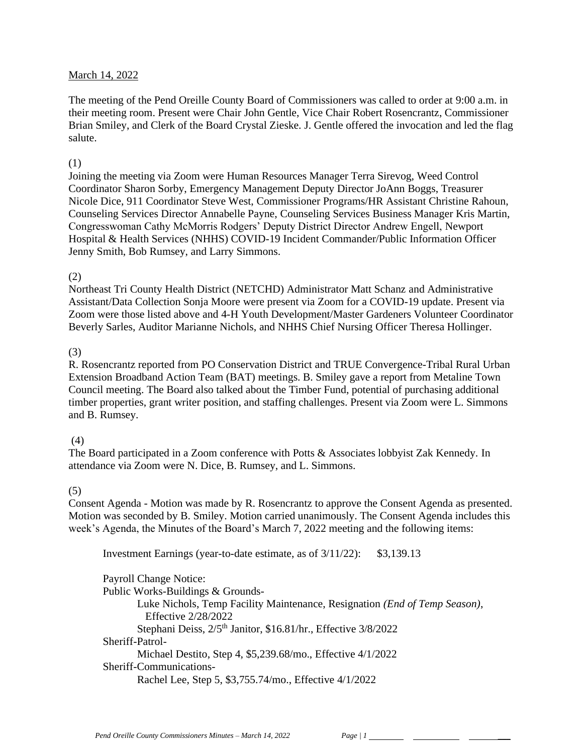March 14, 2022

The meeting of the Pend Oreille County Board of Commissioners was called to order at 9:00 a.m. in their meeting room. Present were Chair John Gentle, Vice Chair Robert Rosencrantz, Commissioner Brian Smiley, and Clerk of the Board Crystal Zieske. J. Gentle offered the invocation and led the flag salute.

(1)
Joining the meeting via Zoom were Human Resources Manager Terra Sirevog, Weed Control Coordinator Sharon Sorby, Emergency Management Deputy Director JoAnn Boggs, Treasurer Nicole Dice, 911 Coordinator Steve West, Commissioner Programs/HR Assistant Christine Rahoun, Counseling Services Director Annabelle Payne, Counseling Services Business Manager Kris Martin, Congresswoman Cathy McMorris Rodgers' Deputy District Director Andrew Engell, Newport Hospital & Health Services (NHHS) COVID-19 Incident Commander/Public Information Officer Jenny Smith, Bob Rumsey, and Larry Simmons.

(2)
Northeast Tri County Health District (NETCHD) Administrator Matt Schanz and Administrative Assistant/Data Collection Sonja Moore were present via Zoom for a COVID-19 update. Present via Zoom were those listed above and 4-H Youth Development/Master Gardeners Volunteer Coordinator Beverly Sarles, Auditor Marianne Nichols, and NHHS Chief Nursing Officer Theresa Hollinger.

(3)
R. Rosencrantz reported from PO Conservation District and TRUE Convergence-Tribal Rural Urban Extension Broadband Action Team (BAT) meetings. B. Smiley gave a report from Metaline Town Council meeting. The Board also talked about the Timber Fund, potential of purchasing additional timber properties, grant writer position, and staffing challenges. Present via Zoom were L. Simmons and B. Rumsey.

(4)
The Board participated in a Zoom conference with Potts & Associates lobbyist Zak Kennedy. In attendance via Zoom were N. Dice, B. Rumsey, and L. Simmons.

(5)
Consent Agenda - Motion was made by R. Rosencrantz to approve the Consent Agenda as presented. Motion was seconded by B. Smiley. Motion carried unanimously. The Consent Agenda includes this week's Agenda, the Minutes of the Board's March 7, 2022 meeting and the following items:

Investment Earnings (year-to-date estimate, as of 3/11/22): $3,139.13

Payroll Change Notice:
Public Works-Buildings & Grounds-
- Luke Nichols, Temp Facility Maintenance, Resignation *(End of Temp Season)*, Effective 2/28/2022
- Stephani Deiss, 2/5th Janitor, $16.81/hr., Effective 3/8/2022

Sheriff-Patrol-
- Michael Destito, Step 4, $5,239.68/mo., Effective 4/1/2022

Sheriff-Communications-
- Rachel Lee, Step 5, $3,755.74/mo., Effective 4/1/2022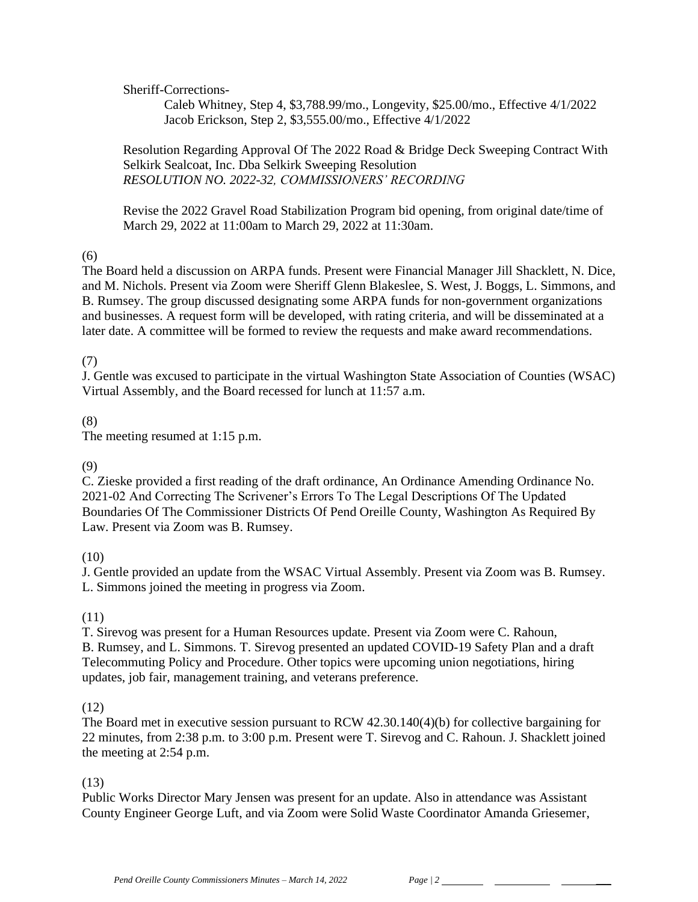Sheriff-Corrections-

Caleb Whitney, Step 4, $3,788.99/mo., Longevity, $25.00/mo., Effective 4/1/2022
Jacob Erickson, Step 2, $3,555.00/mo., Effective 4/1/2022

Resolution Regarding Approval Of The 2022 Road & Bridge Deck Sweeping Contract With Selkirk Sealcoat, Inc. Dba Selkirk Sweeping Resolution
*RESOLUTION NO. 2022-32, COMMISSIONERS' RECORDING*

Revise the 2022 Gravel Road Stabilization Program bid opening, from original date/time of March 29, 2022 at 11:00am to March 29, 2022 at 11:30am.

(6)
The Board held a discussion on ARPA funds. Present were Financial Manager Jill Shacklett, N. Dice, and M. Nichols. Present via Zoom were Sheriff Glenn Blakeslee, S. West, J. Boggs, L. Simmons, and B. Rumsey. The group discussed designating some ARPA funds for non-government organizations and businesses. A request form will be developed, with rating criteria, and will be disseminated at a later date. A committee will be formed to review the requests and make award recommendations.

(7)
J. Gentle was excused to participate in the virtual Washington State Association of Counties (WSAC) Virtual Assembly, and the Board recessed for lunch at 11:57 a.m.

(8)
The meeting resumed at 1:15 p.m.

(9)
C. Zieske provided a first reading of the draft ordinance, An Ordinance Amending Ordinance No. 2021-02 And Correcting The Scrivener's Errors To The Legal Descriptions Of The Updated Boundaries Of The Commissioner Districts Of Pend Oreille County, Washington As Required By Law. Present via Zoom was B. Rumsey.

(10)
J. Gentle provided an update from the WSAC Virtual Assembly. Present via Zoom was B. Rumsey. L. Simmons joined the meeting in progress via Zoom.

(11)
T. Sirevog was present for a Human Resources update. Present via Zoom were C. Rahoun, B. Rumsey, and L. Simmons. T. Sirevog presented an updated COVID-19 Safety Plan and a draft Telecommuting Policy and Procedure. Other topics were upcoming union negotiations, hiring updates, job fair, management training, and veterans preference.

(12)
The Board met in executive session pursuant to RCW 42.30.140(4)(b) for collective bargaining for 22 minutes, from 2:38 p.m. to 3:00 p.m. Present were T. Sirevog and C. Rahoun. J. Shacklett joined the meeting at 2:54 p.m.

(13)
Public Works Director Mary Jensen was present for an update. Also in attendance was Assistant County Engineer George Luft, and via Zoom were Solid Waste Coordinator Amanda Griesemer,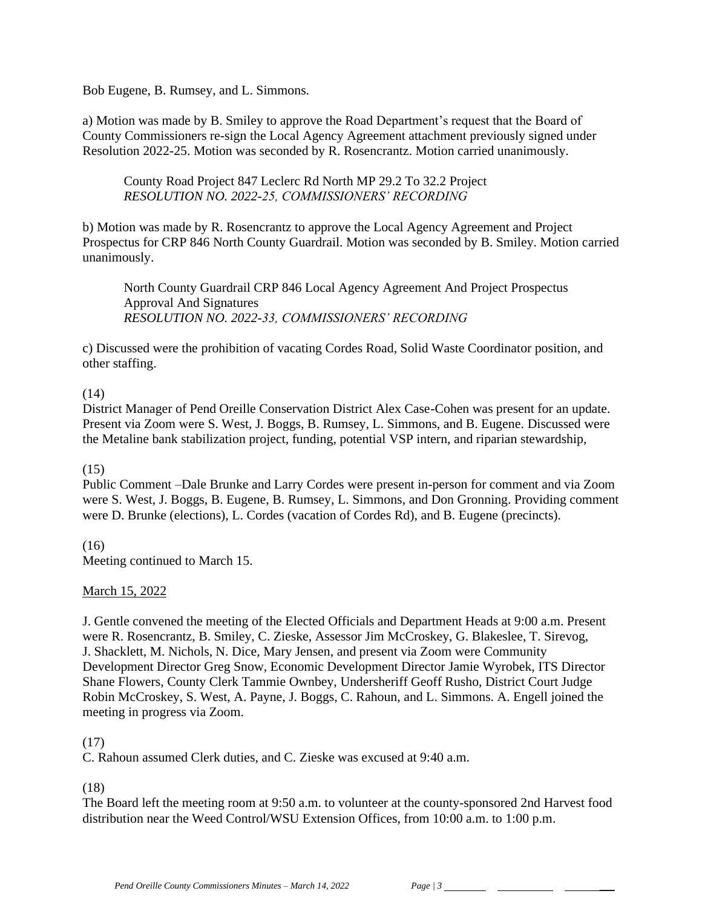Bob Eugene, B. Rumsey, and L. Simmons.

a) Motion was made by B. Smiley to approve the Road Department's request that the Board of County Commissioners re-sign the Local Agency Agreement attachment previously signed under Resolution 2022-25. Motion was seconded by R. Rosencrantz. Motion carried unanimously.

> County Road Project 847 Leclerc Rd North MP 29.2 To 32.2 Project
> *RESOLUTION NO. 2022-25, COMMISSIONERS' RECORDING*

b) Motion was made by R. Rosencrantz to approve the Local Agency Agreement and Project Prospectus for CRP 846 North County Guardrail. Motion was seconded by B. Smiley. Motion carried unanimously.

> North County Guardrail CRP 846 Local Agency Agreement And Project Prospectus Approval And Signatures
> *RESOLUTION NO. 2022-33, COMMISSIONERS' RECORDING*

c) Discussed were the prohibition of vacating Cordes Road, Solid Waste Coordinator position, and other staffing.

(14)
District Manager of Pend Oreille Conservation District Alex Case-Cohen was present for an update. Present via Zoom were S. West, J. Boggs, B. Rumsey, L. Simmons, and B. Eugene. Discussed were the Metaline bank stabilization project, funding, potential VSP intern, and riparian stewardship,

(15)
Public Comment –Dale Brunke and Larry Cordes were present in-person for comment and via Zoom were S. West, J. Boggs, B. Eugene, B. Rumsey, L. Simmons, and Don Gronning. Providing comment were D. Brunke (elections), L. Cordes (vacation of Cordes Rd), and B. Eugene (precincts).

(16)
Meeting continued to March 15.

<u>March 15, 2022</u>

J. Gentle convened the meeting of the Elected Officials and Department Heads at 9:00 a.m. Present were R. Rosencrantz, B. Smiley, C. Zieske, Assessor Jim McCroskey, G. Blakeslee, T. Sirevog, J. Shacklett, M. Nichols, N. Dice, Mary Jensen, and present via Zoom were Community Development Director Greg Snow, Economic Development Director Jamie Wyrobek, ITS Director Shane Flowers, County Clerk Tammie Ownbey, Undersheriff Geoff Rusho, District Court Judge Robin McCroskey, S. West, A. Payne, J. Boggs, C. Rahoun, and L. Simmons. A. Engell joined the meeting in progress via Zoom.

(17)
C. Rahoun assumed Clerk duties, and C. Zieske was excused at 9:40 a.m.

(18)
The Board left the meeting room at 9:50 a.m. to volunteer at the county-sponsored 2nd Harvest food distribution near the Weed Control/WSU Extension Offices, from 10:00 a.m. to 1:00 p.m.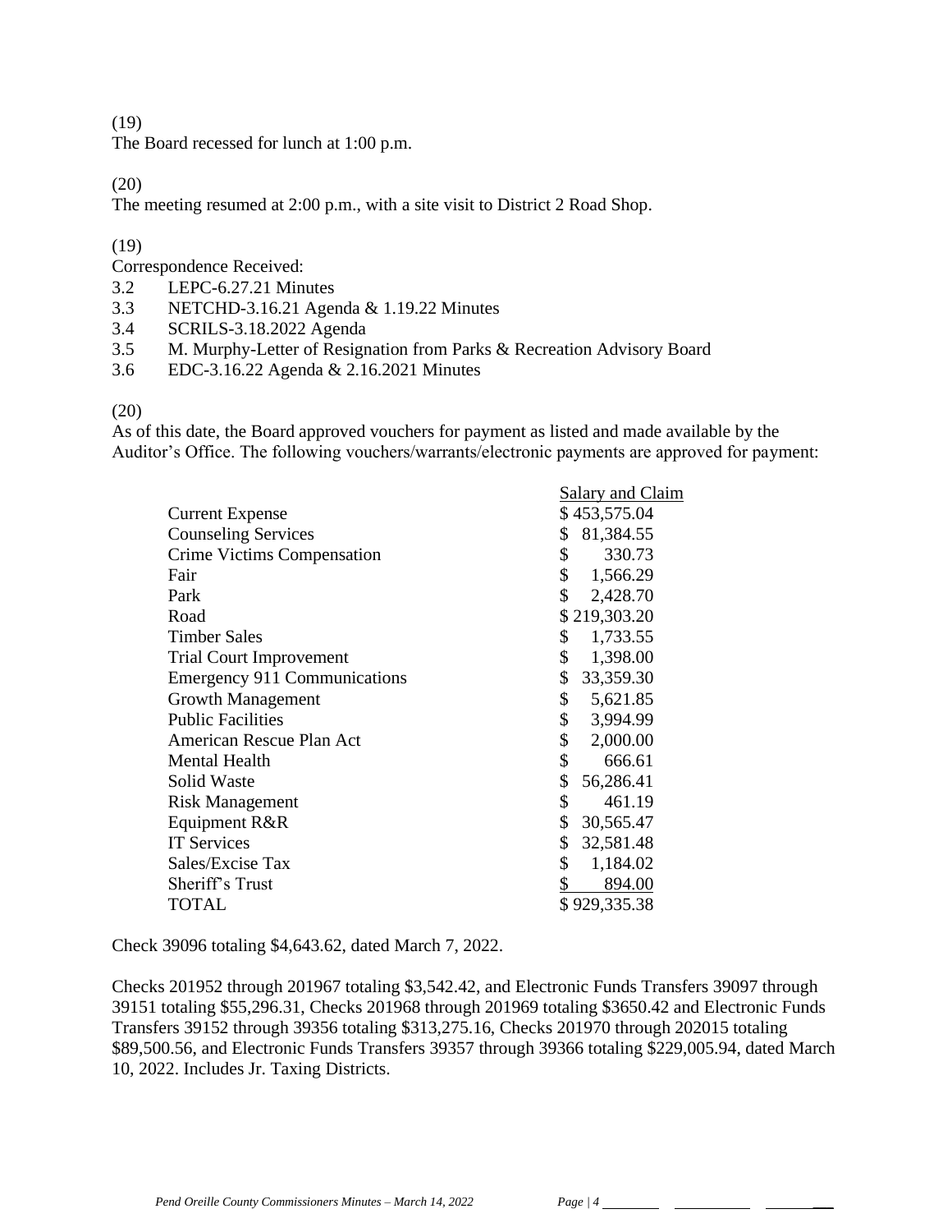(19)
The Board recessed for lunch at 1:00 p.m.

(20)
The meeting resumed at 2:00 p.m., with a site visit to District 2 Road Shop.

(19)
Correspondence Received:

3.2 LEPC-6.27.21 Minutes
3.3 NETCHD-3.16.21 Agenda & 1.19.22 Minutes
3.4 SCRILS-3.18.2022 Agenda
3.5 M. Murphy-Letter of Resignation from Parks & Recreation Advisory Board
3.6 EDC-3.16.22 Agenda & 2.16.2021 Minutes

(20)
As of this date, the Board approved vouchers for payment as listed and made available by the Auditor's Office. The following vouchers/warrants/electronic payments are approved for payment:

| | Salary and Claim |
|---|---|
| Current Expense | $ 453,575.04 |
| Counseling Services | $ 81,384.55 |
| Crime Victims Compensation | $ 330.73 |
| Fair | $ 1,566.29 |
| Park | $ 2,428.70 |
| Road | $ 219,303.20 |
| Timber Sales | $ 1,733.55 |
| Trial Court Improvement | $ 1,398.00 |
| Emergency 911 Communications | $ 33,359.30 |
| Growth Management | $ 5,621.85 |
| Public Facilities | $ 3,994.99 |
| American Rescue Plan Act | $ 2,000.00 |
| Mental Health | $ 666.61 |
| Solid Waste | $ 56,286.41 |
| Risk Management | $ 461.19 |
| Equipment R&R | $ 30,565.47 |
| IT Services | $ 32,581.48 |
| Sales/Excise Tax | $ 1,184.02 |
| Sheriff's Trust | $ 894.00 |
| TOTAL | $ 929,335.38 |

Check 39096 totaling $4,643.62, dated March 7, 2022.

Checks 201952 through 201967 totaling $3,542.42, and Electronic Funds Transfers 39097 through 39151 totaling $55,296.31, Checks 201968 through 201969 totaling $3650.42 and Electronic Funds Transfers 39152 through 39356 totaling $313,275.16, Checks 201970 through 202015 totaling $89,500.56, and Electronic Funds Transfers 39357 through 39366 totaling $229,005.94, dated March 10, 2022. Includes Jr. Taxing Districts.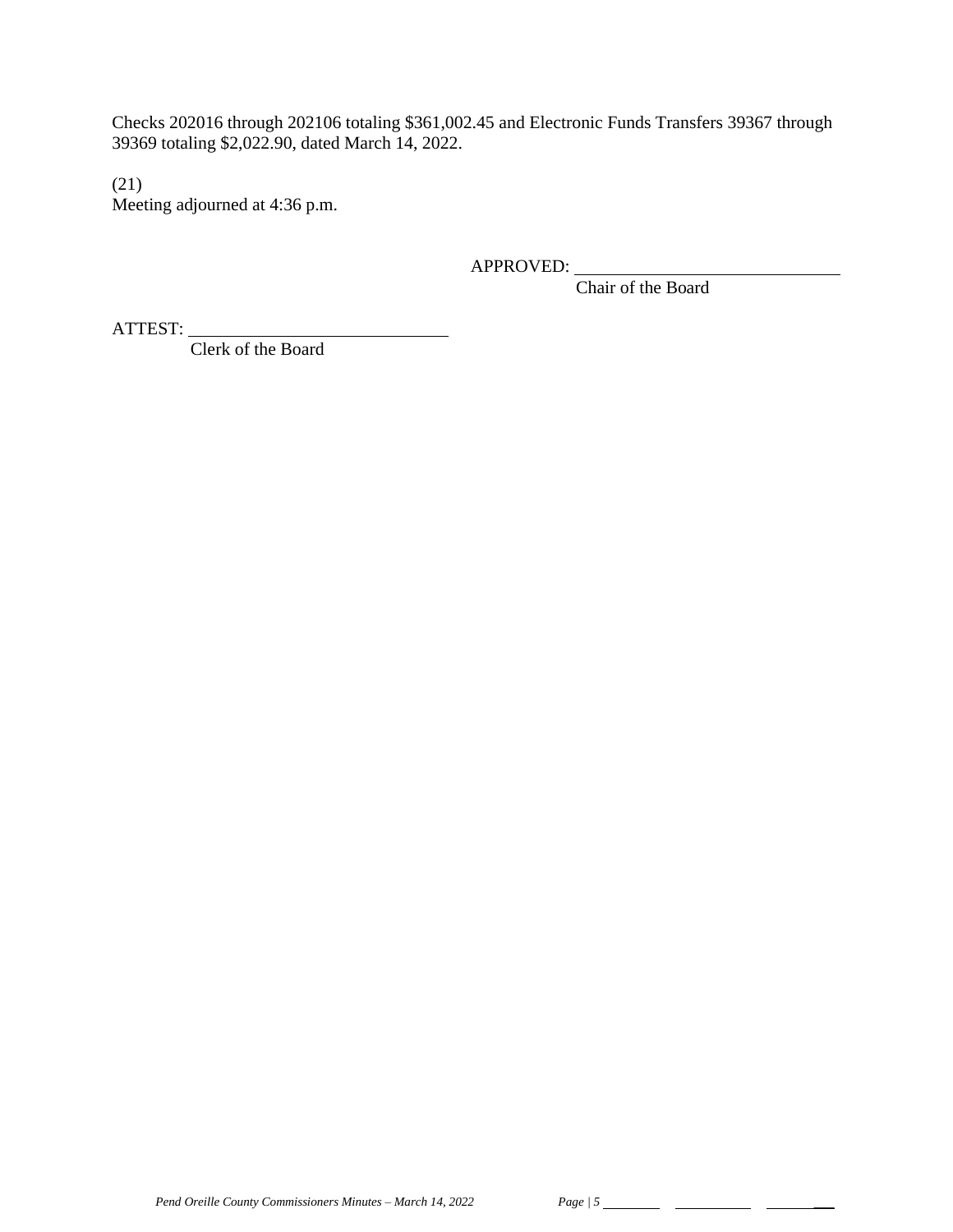Checks 202016 through 202106 totaling $361,002.45 and Electronic Funds Transfers 39367 through 39369 totaling $2,022.90, dated March 14, 2022.

(21)
Meeting adjourned at 4:36 p.m.

APPROVED: ______________________________
Chair of the Board

ATTEST: ______________________________
Clerk of the Board